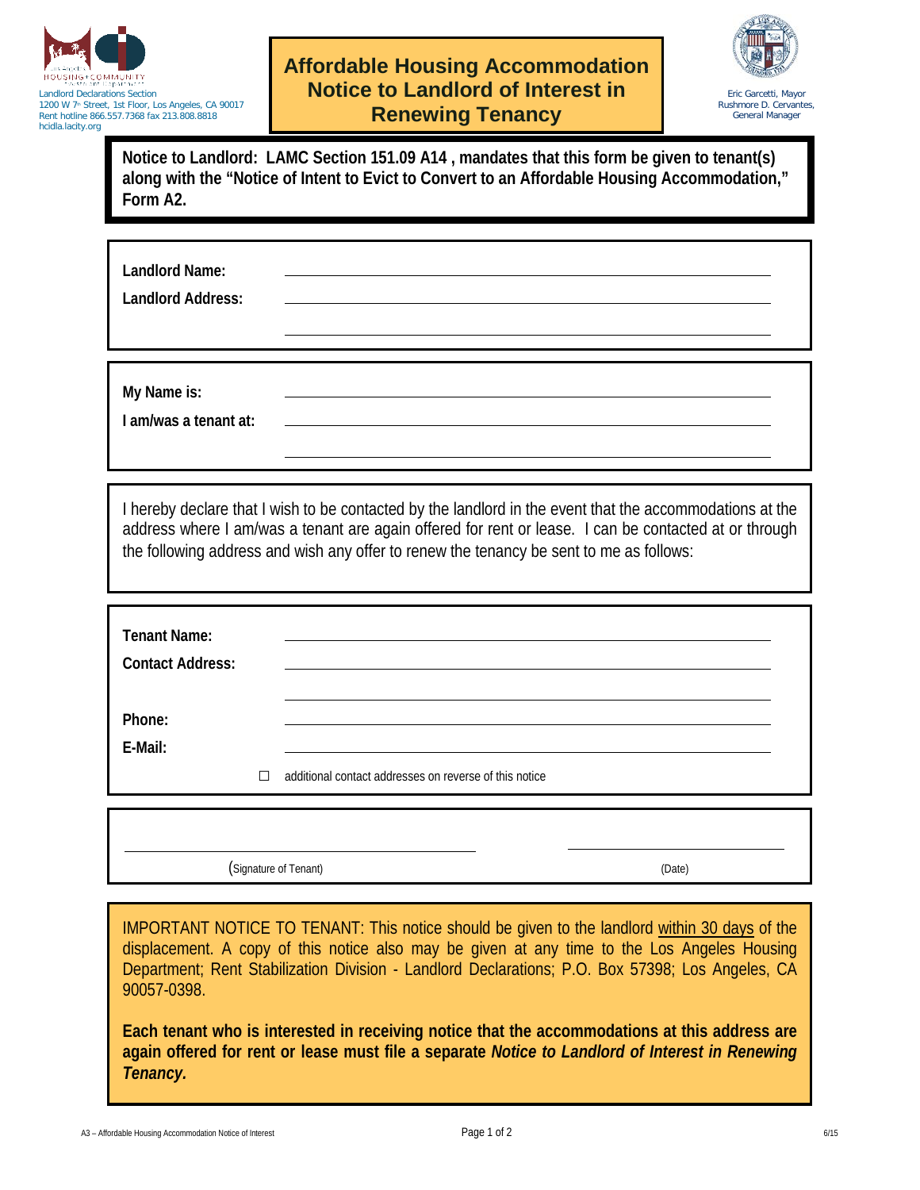Landlord Declarations Section
1200 W 7th Street, 1st Floor, Los Angeles, CA 90017
Rent hotline 866.557.7368 fax 213.808.8818
hcidla.lacity.org

# Affordable Housing Accommodation Notice to Landlord of Interest in Renewing Tenancy

Eric Garcetti, Mayor
Rushmore D. Cervantes, General Manager

**Notice to Landlord: LAMC Section 151.09 A14 , mandates that this form be given to tenant(s) along with the "Notice of Intent to Evict to Convert to an Affordable Housing Accommodation," Form A2.**

**Landlord Name:** ______________________________

**Landlord Address:** ______________________________

______________________________

**My Name is:** ______________________________

**I am/was a tenant at:** ______________________________

______________________________

I hereby declare that I wish to be contacted by the landlord in the event that the accommodations at the address where I am/was a tenant are again offered for rent or lease. I can be contacted at or through the following address and wish any offer to renew the tenancy be sent to me as follows:

**Tenant Name:** ______________________________

**Contact Address:** ______________________________

______________________________

**Phone:** ______________________________

**E-Mail:** ______________________________

☐ additional contact addresses on reverse of this notice

______________________________ ______________________________
(Signature of Tenant) (Date)

IMPORTANT NOTICE TO TENANT: This notice should be given to the landlord within 30 days of the displacement. A copy of this notice also may be given at any time to the Los Angeles Housing Department; Rent Stabilization Division - Landlord Declarations; P.O. Box 57398; Los Angeles, CA 90057-0398.

**Each tenant who is interested in receiving notice that the accommodations at this address are again offered for rent or lease must file a separate *Notice to Landlord of Interest in Renewing Tenancy*.**

A3 – Affordable Housing Accommodation Notice of Interest 6/15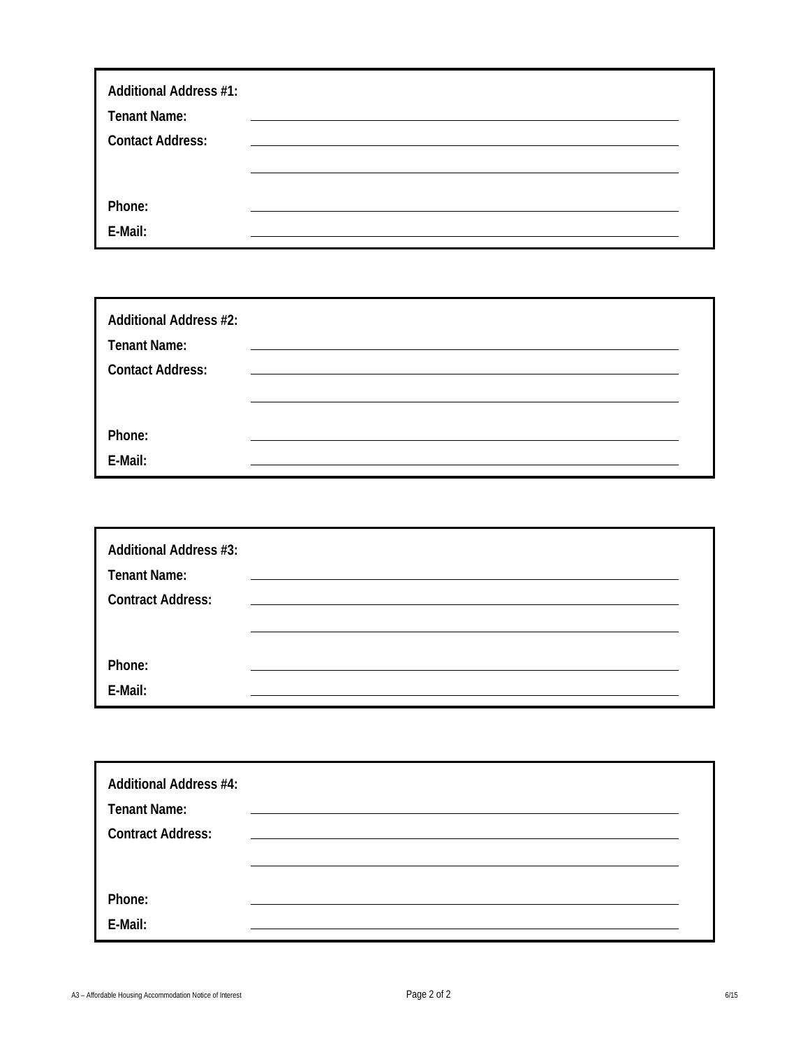**Additional Address #1:**

**Tenant Name:** \_\_\_\_\_\_\_\_\_\_\_\_\_\_\_\_\_\_\_\_\_\_\_\_\_\_\_\_\_\_\_\_\_\_\_\_\_\_\_\_

**Contact Address:** \_\_\_\_\_\_\_\_\_\_\_\_\_\_\_\_\_\_\_\_\_\_\_\_\_\_\_\_\_\_\_\_\_\_\_\_\_\_\_\_

\_\_\_\_\_\_\_\_\_\_\_\_\_\_\_\_\_\_\_\_\_\_\_\_\_\_\_\_\_\_\_\_\_\_\_\_\_\_\_\_

**Phone:** \_\_\_\_\_\_\_\_\_\_\_\_\_\_\_\_\_\_\_\_\_\_\_\_\_\_\_\_\_\_\_\_\_\_\_\_\_\_\_\_

**E-Mail:** \_\_\_\_\_\_\_\_\_\_\_\_\_\_\_\_\_\_\_\_\_\_\_\_\_\_\_\_\_\_\_\_\_\_\_\_\_\_\_\_

---

**Additional Address #2:**

**Tenant Name:** \_\_\_\_\_\_\_\_\_\_\_\_\_\_\_\_\_\_\_\_\_\_\_\_\_\_\_\_\_\_\_\_\_\_\_\_\_\_\_\_

**Contact Address:** \_\_\_\_\_\_\_\_\_\_\_\_\_\_\_\_\_\_\_\_\_\_\_\_\_\_\_\_\_\_\_\_\_\_\_\_\_\_\_\_

\_\_\_\_\_\_\_\_\_\_\_\_\_\_\_\_\_\_\_\_\_\_\_\_\_\_\_\_\_\_\_\_\_\_\_\_\_\_\_\_

**Phone:** \_\_\_\_\_\_\_\_\_\_\_\_\_\_\_\_\_\_\_\_\_\_\_\_\_\_\_\_\_\_\_\_\_\_\_\_\_\_\_\_

**E-Mail:** \_\_\_\_\_\_\_\_\_\_\_\_\_\_\_\_\_\_\_\_\_\_\_\_\_\_\_\_\_\_\_\_\_\_\_\_\_\_\_\_

---

**Additional Address #3:**

**Tenant Name:** \_\_\_\_\_\_\_\_\_\_\_\_\_\_\_\_\_\_\_\_\_\_\_\_\_\_\_\_\_\_\_\_\_\_\_\_\_\_\_\_

**Contract Address:** \_\_\_\_\_\_\_\_\_\_\_\_\_\_\_\_\_\_\_\_\_\_\_\_\_\_\_\_\_\_\_\_\_\_\_\_\_\_\_\_

\_\_\_\_\_\_\_\_\_\_\_\_\_\_\_\_\_\_\_\_\_\_\_\_\_\_\_\_\_\_\_\_\_\_\_\_\_\_\_\_

**Phone:** \_\_\_\_\_\_\_\_\_\_\_\_\_\_\_\_\_\_\_\_\_\_\_\_\_\_\_\_\_\_\_\_\_\_\_\_\_\_\_\_

**E-Mail:** \_\_\_\_\_\_\_\_\_\_\_\_\_\_\_\_\_\_\_\_\_\_\_\_\_\_\_\_\_\_\_\_\_\_\_\_\_\_\_\_

---

**Additional Address #4:**

**Tenant Name:** \_\_\_\_\_\_\_\_\_\_\_\_\_\_\_\_\_\_\_\_\_\_\_\_\_\_\_\_\_\_\_\_\_\_\_\_\_\_\_\_

**Contract Address:** \_\_\_\_\_\_\_\_\_\_\_\_\_\_\_\_\_\_\_\_\_\_\_\_\_\_\_\_\_\_\_\_\_\_\_\_\_\_\_\_

\_\_\_\_\_\_\_\_\_\_\_\_\_\_\_\_\_\_\_\_\_\_\_\_\_\_\_\_\_\_\_\_\_\_\_\_\_\_\_\_

**Phone:** \_\_\_\_\_\_\_\_\_\_\_\_\_\_\_\_\_\_\_\_\_\_\_\_\_\_\_\_\_\_\_\_\_\_\_\_\_\_\_\_

**E-Mail:** \_\_\_\_\_\_\_\_\_\_\_\_\_\_\_\_\_\_\_\_\_\_\_\_\_\_\_\_\_\_\_\_\_\_\_\_\_\_\_\_